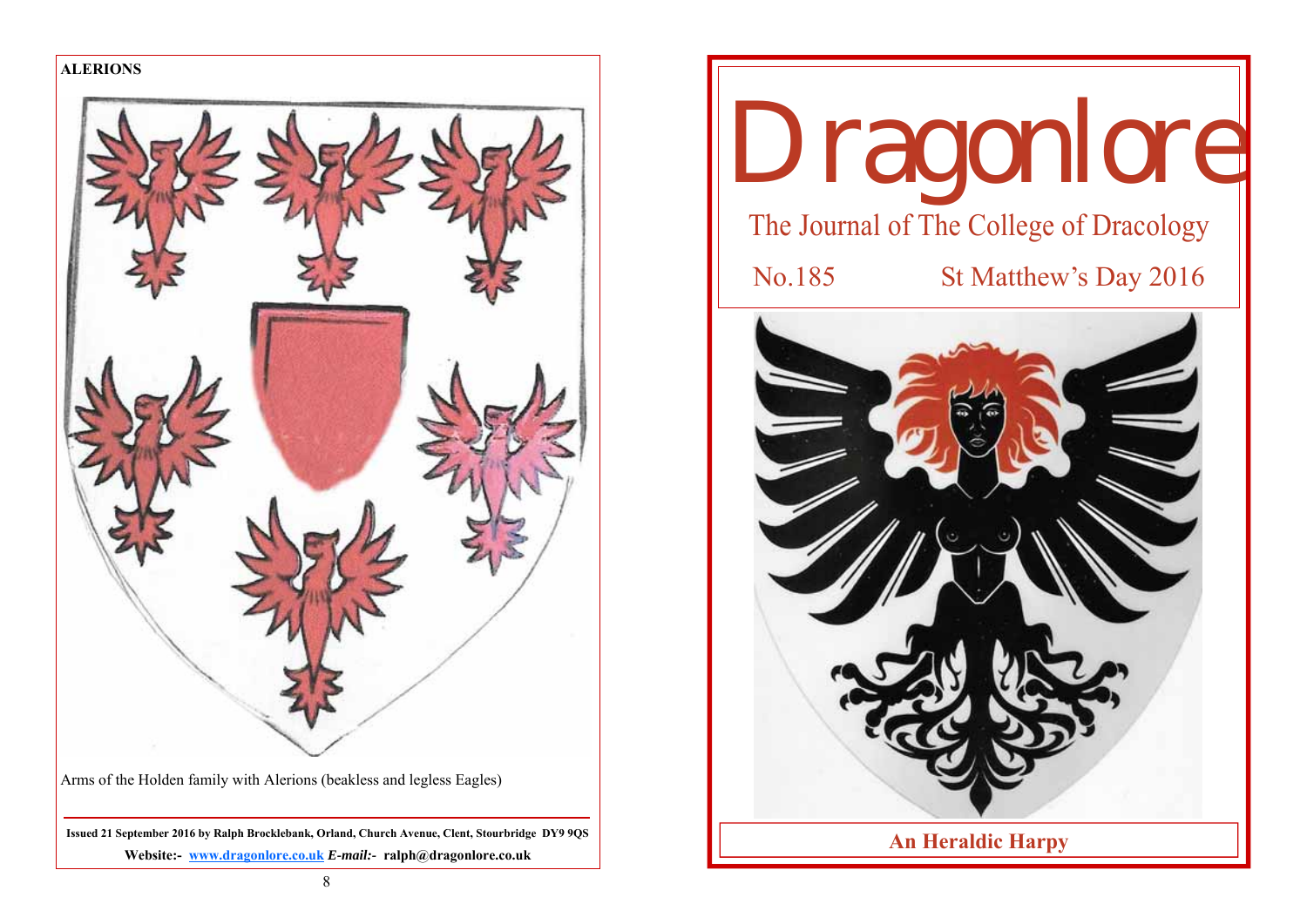**ALERIONS**

Arms of the Holden family with Alerions (beakless and legless Eagles)

**Issued 21 September 2016 by Ralph Brocklebank, Orland, Church Avenue, Clent, Stourbridge DY9 9QS**

**Website:- www.dragonlore.co.uk *E-mail:-* ralph@dragonlore.co.uk**

# Dragonlore

The Journal of The College of Dracology

No.185 St Matthew's Day 2016

**An Heraldic Harpy**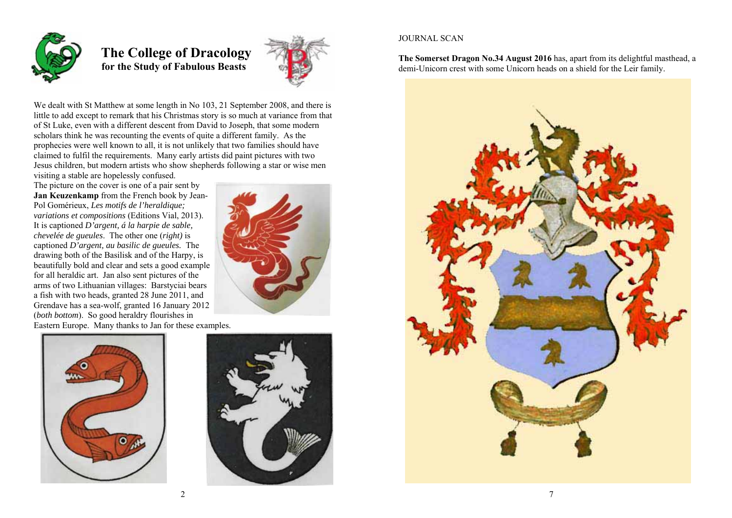# The College of Dracology
## for the Study of Fabulous Beasts

We dealt with St Matthew at some length in No 103, 21 September 2008, and there is little to add except to remark that his Christmas story is so much at variance from that of St Luke, even with a different descent from David to Joseph, that some modern scholars think he was recounting the events of quite a different family. As the prophecies were well known to all, it is not unlikely that two families should have claimed to fulfil the requirements. Many early artists did paint pictures with two Jesus children, but modern artists who show shepherds following a star or wise men visiting a stable are hopelessly confused.

The picture on the cover is one of a pair sent by **Jan Keuzenkamp** from the French book by Jean-Pol Gomérieux, *Les motifs de l'heraldique; variations et compositions* (Editions Vial, 2013). It is captioned *D'argent, á la harpie de sable, chevelée de gueules*. The other one (*right)* is captioned *D'argent, au basilic de gueules.* The drawing both of the Basilisk and of the Harpy, is beautifully bold and clear and sets a good example for all heraldic art. Jan also sent pictures of the arms of two Lithuanian villages: Barstyciai bears a fish with two heads, granted 28 June 2011, and Grendave has a sea-wolf, granted 16 January 2012 (*both bottom*). So good heraldry flourishes in Eastern Europe. Many thanks to Jan for these examples.

JOURNAL SCAN

**The Somerset Dragon No.34 August 2016** has, apart from its delightful masthead, a demi-Unicorn crest with some Unicorn heads on a shield for the Leir family.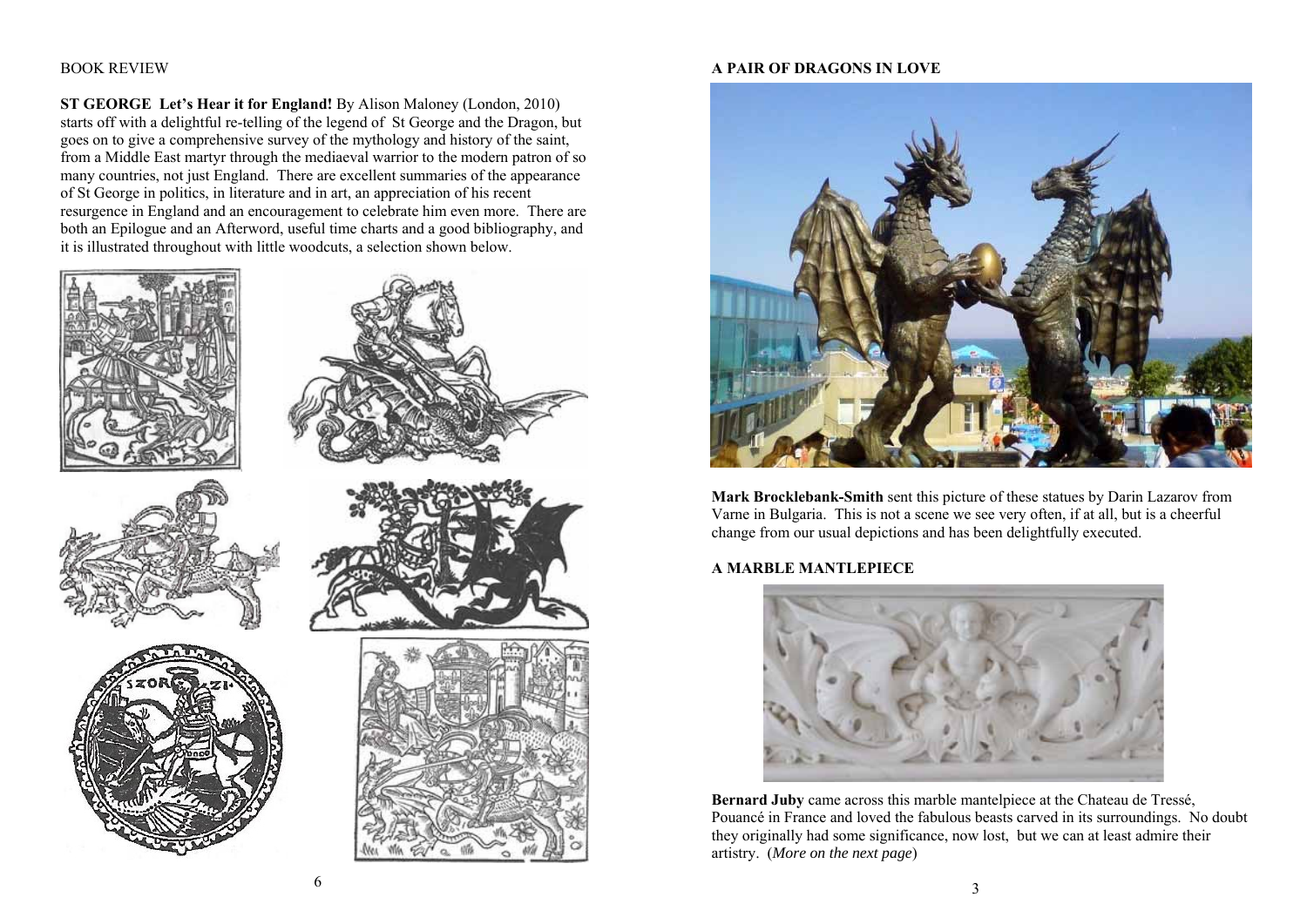BOOK REVIEW

**ST GEORGE Let's Hear it for England!** By Alison Maloney (London, 2010) starts off with a delightful re-telling of the legend of St George and the Dragon, but goes on to give a comprehensive survey of the mythology and history of the saint, from a Middle East martyr through the mediaeval warrior to the modern patron of so many countries, not just England. There are excellent summaries of the appearance of St George in politics, in literature and in art, an appreciation of his recent resurgence in England and an encouragement to celebrate him even more. There are both an Epilogue and an Afterword, useful time charts and a good bibliography, and it is illustrated throughout with little woodcuts, a selection shown below.

**A PAIR OF DRAGONS IN LOVE**

**Mark Brocklebank-Smith** sent this picture of these statues by Darin Lazarov from Varne in Bulgaria. This is not a scene we see very often, if at all, but is a cheerful change from our usual depictions and has been delightfully executed.

**A MARBLE MANTLEPIECE**

**Bernard Juby** came across this marble mantelpiece at the Chateau de Tressé, Pouancé in France and loved the fabulous beasts carved in its surroundings. No doubt they originally had some significance, now lost, but we can at least admire their artistry. (*More on the next page*)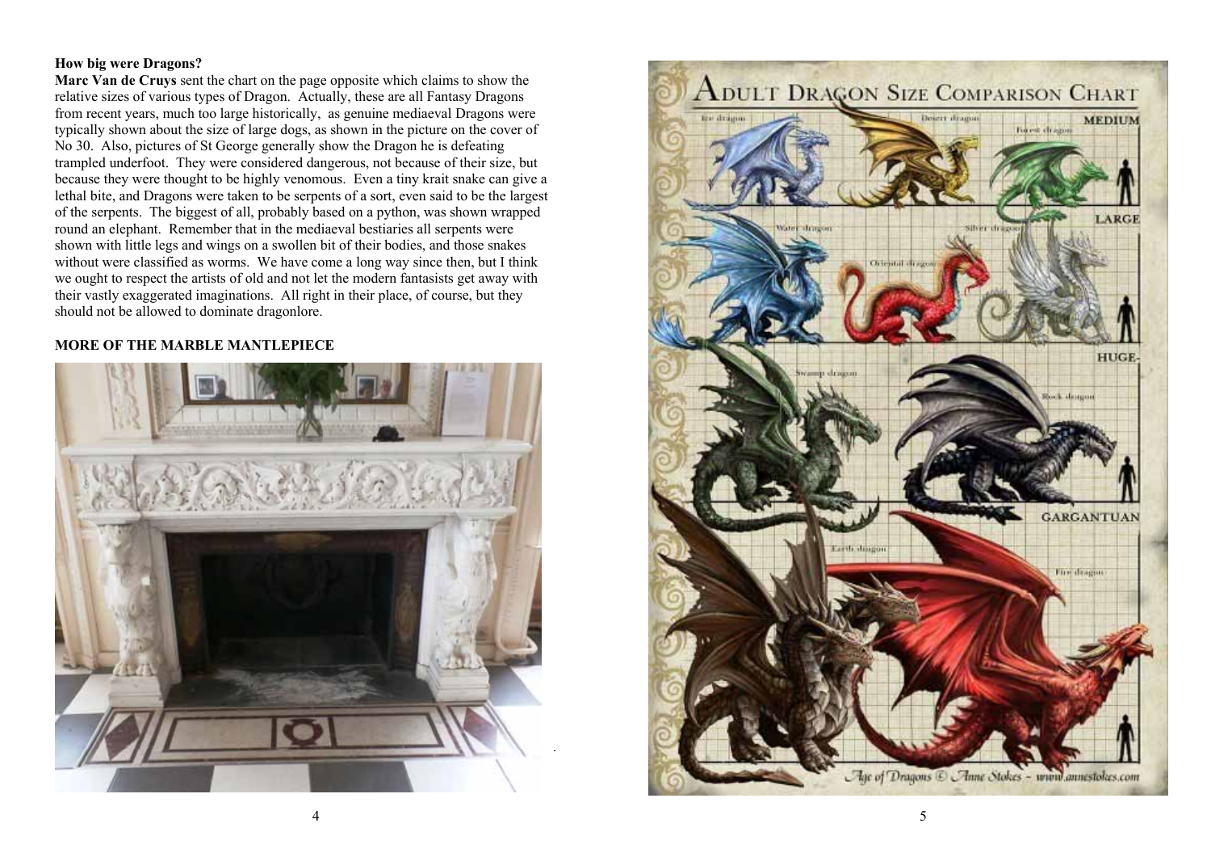**How big were Dragons?**

**Marc Van de Cruys** sent the chart on the page opposite which claims to show the relative sizes of various types of Dragon. Actually, these are all Fantasy Dragons from recent years, much too large historically, as genuine mediaeval Dragons were typically shown about the size of large dogs, as shown in the picture on the cover of No 30. Also, pictures of St George generally show the Dragon he is defeating trampled underfoot. They were considered dangerous, not because of their size, but because they were thought to be highly venomous. Even a tiny krait snake can give a lethal bite, and Dragons were taken to be serpents of a sort, even said to be the largest of the serpents. The biggest of all, probably based on a python, was shown wrapped round an elephant. Remember that in the mediaeval bestiaries all serpents were shown with little legs and wings on a swollen bit of their bodies, and those snakes without were classified as worms. We have come a long way since then, but I think we ought to respect the artists of old and not let the modern fantasists get away with their vastly exaggerated imaginations. All right in their place, of course, but they should not be allowed to dominate dragonlore.

**MORE OF THE MARBLE MANTLEPIECE**